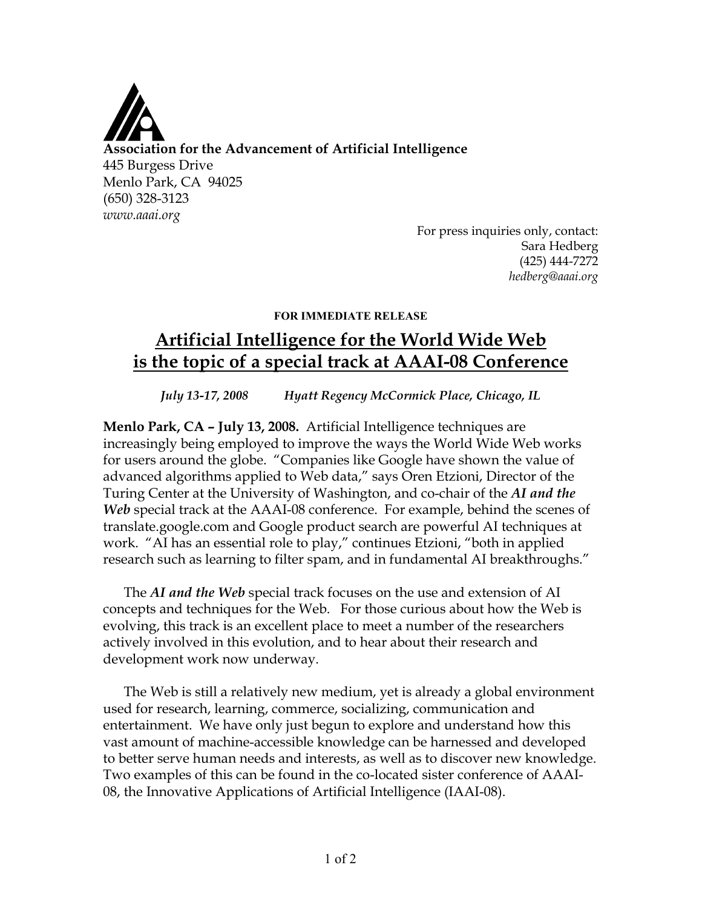**Association for the Advancement of Artificial Intelligence**
445 Burgess Drive
Menlo Park, CA 94025
(650) 328-3123
*www.aaai.org*

For press inquiries only, contact:
Sara Hedberg
(425) 444-7272
*hedberg@aaai.org*

**FOR IMMEDIATE RELEASE**

# Artificial Intelligence for the World Wide Web is the topic of a special track at AAAI-08 Conference

***July 13-17, 2008 Hyatt Regency McCormick Place, Chicago, IL***

**Menlo Park, CA – July 13, 2008.** Artificial Intelligence techniques are increasingly being employed to improve the ways the World Wide Web works for users around the globe. "Companies like Google have shown the value of advanced algorithms applied to Web data," says Oren Etzioni, Director of the Turing Center at the University of Washington, and co-chair of the ***AI and the Web*** special track at the AAAI-08 conference. For example, behind the scenes of translate.google.com and Google product search are powerful AI techniques at work. "AI has an essential role to play," continues Etzioni, "both in applied research such as learning to filter spam, and in fundamental AI breakthroughs."

The ***AI and the Web*** special track focuses on the use and extension of AI concepts and techniques for the Web. For those curious about how the Web is evolving, this track is an excellent place to meet a number of the researchers actively involved in this evolution, and to hear about their research and development work now underway.

The Web is still a relatively new medium, yet is already a global environment used for research, learning, commerce, socializing, communication and entertainment. We have only just begun to explore and understand how this vast amount of machine-accessible knowledge can be harnessed and developed to better serve human needs and interests, as well as to discover new knowledge. Two examples of this can be found in the co-located sister conference of AAAI-08, the Innovative Applications of Artificial Intelligence (IAAI-08).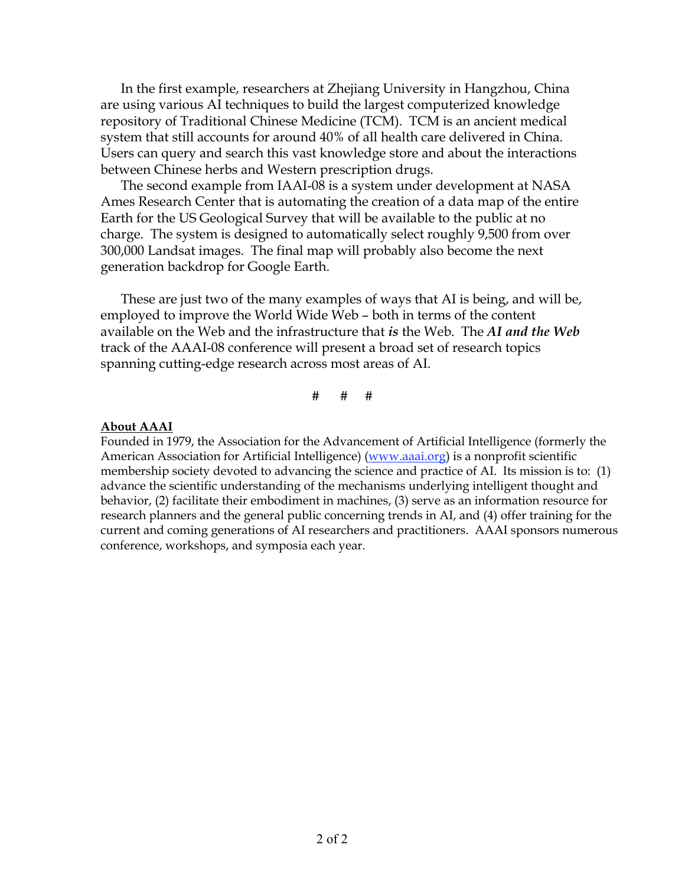In the first example, researchers at Zhejiang University in Hangzhou, China are using various AI techniques to build the largest computerized knowledge repository of Traditional Chinese Medicine (TCM). TCM is an ancient medical system that still accounts for around 40% of all health care delivered in China. Users can query and search this vast knowledge store and about the interactions between Chinese herbs and Western prescription drugs.

The second example from IAAI-08 is a system under development at NASA Ames Research Center that is automating the creation of a data map of the entire Earth for the US Geological Survey that will be available to the public at no charge. The system is designed to automatically select roughly 9,500 from over 300,000 Landsat images. The final map will probably also become the next generation backdrop for Google Earth.

These are just two of the many examples of ways that AI is being, and will be, employed to improve the World Wide Web – both in terms of the content available on the Web and the infrastructure that ***is*** the Web. The ***AI and the Web*** track of the AAAI-08 conference will present a broad set of research topics spanning cutting-edge research across most areas of AI.

# # #

**About AAAI**

Founded in 1979, the Association for the Advancement of Artificial Intelligence (formerly the American Association for Artificial Intelligence) (www.aaai.org) is a nonprofit scientific membership society devoted to advancing the science and practice of AI. Its mission is to: (1) advance the scientific understanding of the mechanisms underlying intelligent thought and behavior, (2) facilitate their embodiment in machines, (3) serve as an information resource for research planners and the general public concerning trends in AI, and (4) offer training for the current and coming generations of AI researchers and practitioners. AAAI sponsors numerous conference, workshops, and symposia each year.